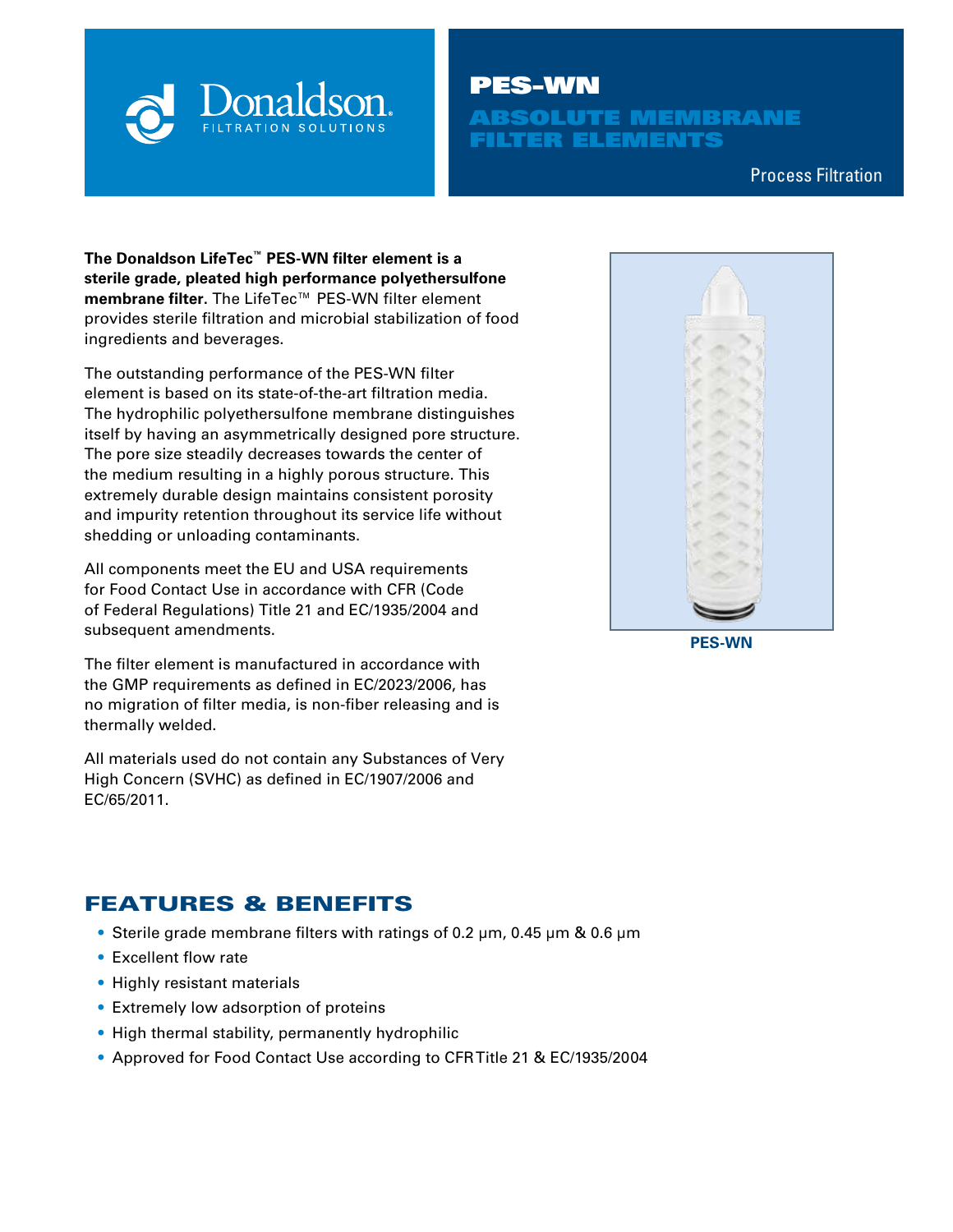Donaldson. FILTRATION SOLUTIONS

# PES-WN ABSOLUTE MEMBRANE FILTER ELEMENTS

Process Filtration

**The Donaldson LifeTec™ PES-WN filter element is a sterile grade, pleated high performance polyethersulfone membrane filter.** The LifeTec™ PES-WN filter element provides sterile filtration and microbial stabilization of food ingredients and beverages.

The outstanding performance of the PES-WN filter element is based on its state-of-the-art filtration media. The hydrophilic polyethersulfone membrane distinguishes itself by having an asymmetrically designed pore structure. The pore size steadily decreases towards the center of the medium resulting in a highly porous structure. This extremely durable design maintains consistent porosity and impurity retention throughout its service life without shedding or unloading contaminants.

All components meet the EU and USA requirements for Food Contact Use in accordance with CFR (Code of Federal Regulations) Title 21 and EC/1935/2004 and subsequent amendments.

The filter element is manufactured in accordance with the GMP requirements as defined in EC/2023/2006, has no migration of filter media, is non-fiber releasing and is thermally welded.

All materials used do not contain any Substances of Very High Concern (SVHC) as defined in EC/1907/2006 and EC/65/2011.

PES-WN

## FEATURES & BENEFITS

- Sterile grade membrane filters with ratings of 0.2 µm, 0.45 µm & 0.6 µm
- Excellent flow rate
- Highly resistant materials
- Extremely low adsorption of proteins
- High thermal stability, permanently hydrophilic
- Approved for Food Contact Use according to CFR Title 21 & EC/1935/2004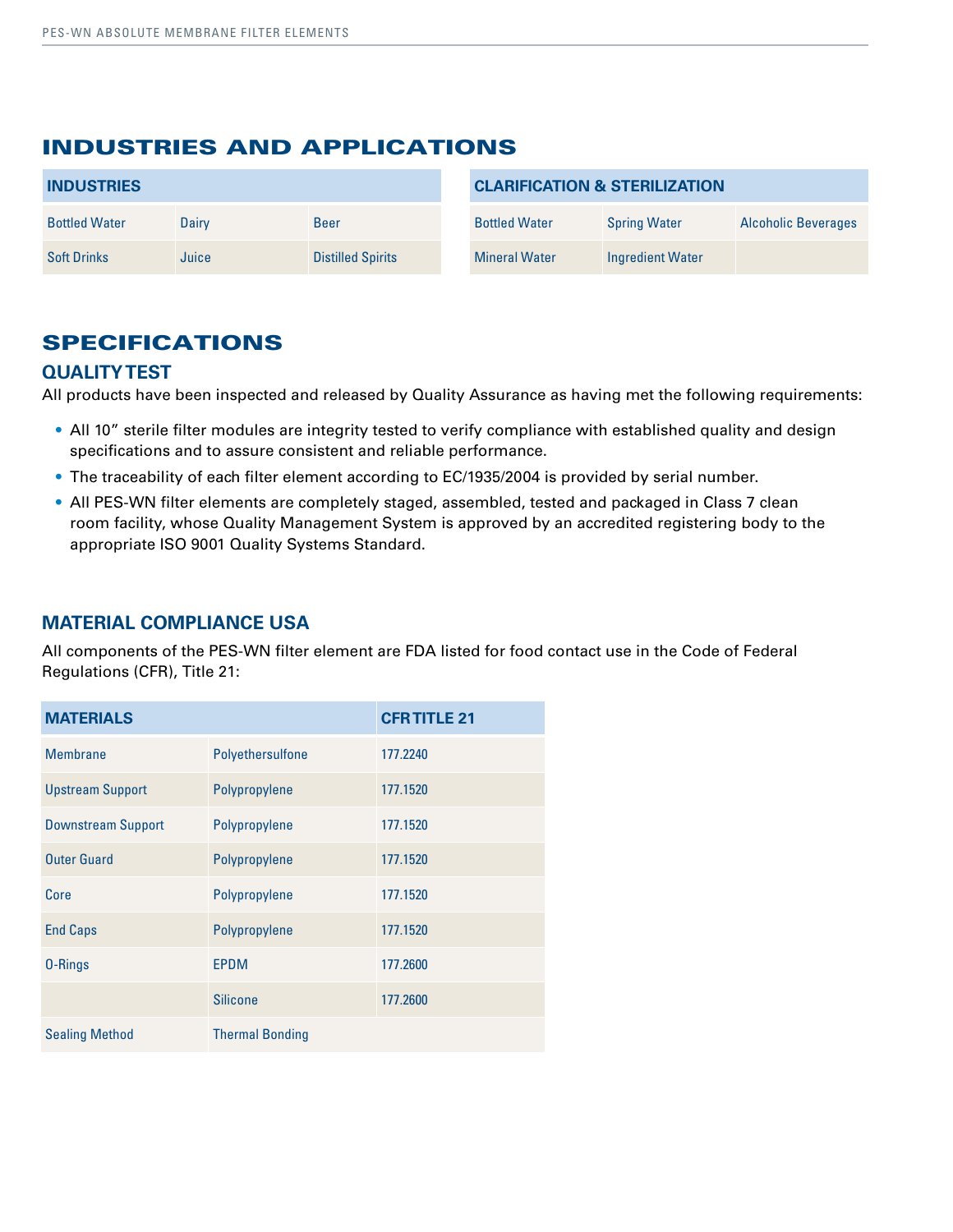## INDUSTRIES AND APPLICATIONS

| INDUSTRIES | | |
|---|---|---|
| Bottled Water | Dairy | Beer |
| Soft Drinks | Juice | Distilled Spirits |

| CLARIFICATION & STERILIZATION | | |
|---|---|---|
| Bottled Water | Spring Water | Alcoholic Beverages |
| Mineral Water | Ingredient Water | |

## SPECIFICATIONS

### QUALITY TEST

All products have been inspected and released by Quality Assurance as having met the following requirements:

- All 10" sterile filter modules are integrity tested to verify compliance with established quality and design specifications and to assure consistent and reliable performance.
- The traceability of each filter element according to EC/1935/2004 is provided by serial number.
- All PES-WN filter elements are completely staged, assembled, tested and packaged in Class 7 clean room facility, whose Quality Management System is approved by an accredited registering body to the appropriate ISO 9001 Quality Systems Standard.

### MATERIAL COMPLIANCE USA

All components of the PES-WN filter element are FDA listed for food contact use in the Code of Federal Regulations (CFR), Title 21:

| MATERIALS | | CFR TITLE 21 |
|---|---|---|
| Membrane | Polyethersulfone | 177.2240 |
| Upstream Support | Polypropylene | 177.1520 |
| Downstream Support | Polypropylene | 177.1520 |
| Outer Guard | Polypropylene | 177.1520 |
| Core | Polypropylene | 177.1520 |
| End Caps | Polypropylene | 177.1520 |
| O-Rings | EPDM | 177.2600 |
| | Silicone | 177.2600 |
| Sealing Method | Thermal Bonding | |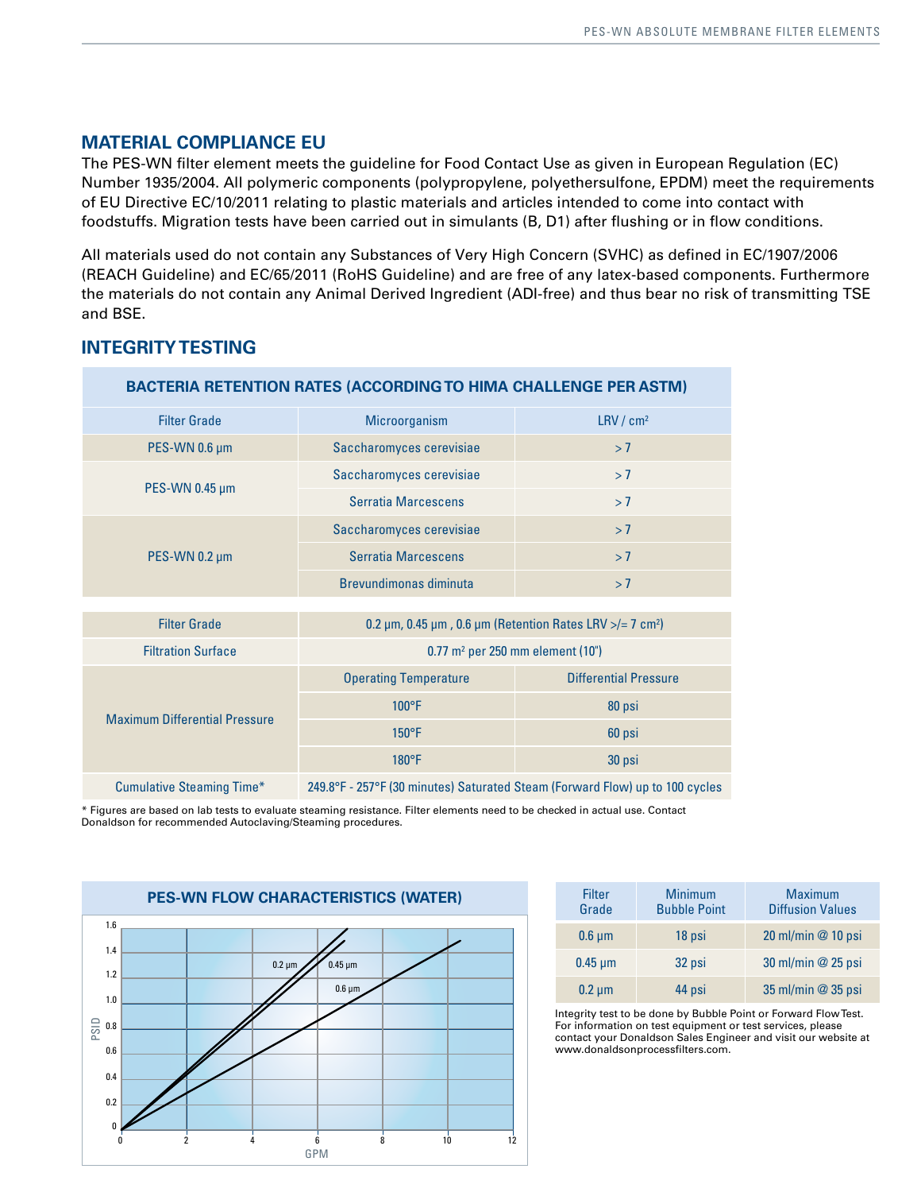## MATERIAL COMPLIANCE EU

The PES-WN filter element meets the guideline for Food Contact Use as given in European Regulation (EC) Number 1935/2004. All polymeric components (polypropylene, polyethersulfone, EPDM) meet the requirements of EU Directive EC/10/2011 relating to plastic materials and articles intended to come into contact with foodstuffs. Migration tests have been carried out in simulants (B, D1) after flushing or in flow conditions.

All materials used do not contain any Substances of Very High Concern (SVHC) as defined in EC/1907/2006 (REACH Guideline) and EC/65/2011 (RoHS Guideline) and are free of any latex-based components. Furthermore the materials do not contain any Animal Derived Ingredient (ADI-free) and thus bear no risk of transmitting TSE and BSE.

## INTEGRITY TESTING

**BACTERIA RETENTION RATES (ACCORDING TO HIMA CHALLENGE PER ASTM)**

| Filter Grade | Microorganism | LRV / cm² |
|---|---|---|
| PES-WN 0.6 µm | Saccharomyces cerevisiae | > 7 |
| PES-WN 0.45 µm | Saccharomyces cerevisiae | > 7 |
| | Serratia Marcescens | > 7 |
| PES-WN 0.2 µm | Saccharomyces cerevisiae | > 7 |
| | Serratia Marcescens | > 7 |
| | Brevundimonas diminuta | > 7 |

| Filter Grade | 0.2 µm, 0.45 µm , 0.6 µm (Retention Rates LRV >/= 7 cm²) | |
|---|---|---|
| Filtration Surface | 0.77 m² per 250 mm element (10") | |
| Maximum Differential Pressure | Operating Temperature | Differential Pressure |
| | 100°F | 80 psi |
| | 150°F | 60 psi |
| | 180°F | 30 psi |
| Cumulative Steaming Time* | 249.8°F - 257°F (30 minutes) Saturated Steam (Forward Flow) up to 100 cycles | |

* Figures are based on lab tests to evaluate steaming resistance. Filter elements need to be checked in actual use. Contact Donaldson for recommended Autoclaving/Steaming procedures.

**PES-WN FLOW CHARACTERISTICS (WATER)**

| Filter Grade | Minimum Bubble Point | Maximum Diffusion Values |
|---|---|---|
| 0.6 µm | 18 psi | 20 ml/min @ 10 psi |
| 0.45 µm | 32 psi | 30 ml/min @ 25 psi |
| 0.2 µm | 44 psi | 35 ml/min @ 35 psi |

Integrity test to be done by Bubble Point or Forward Flow Test. For information on test equipment or test services, please contact your Donaldson Sales Engineer and visit our website at www.donaldsonprocessfilters.com.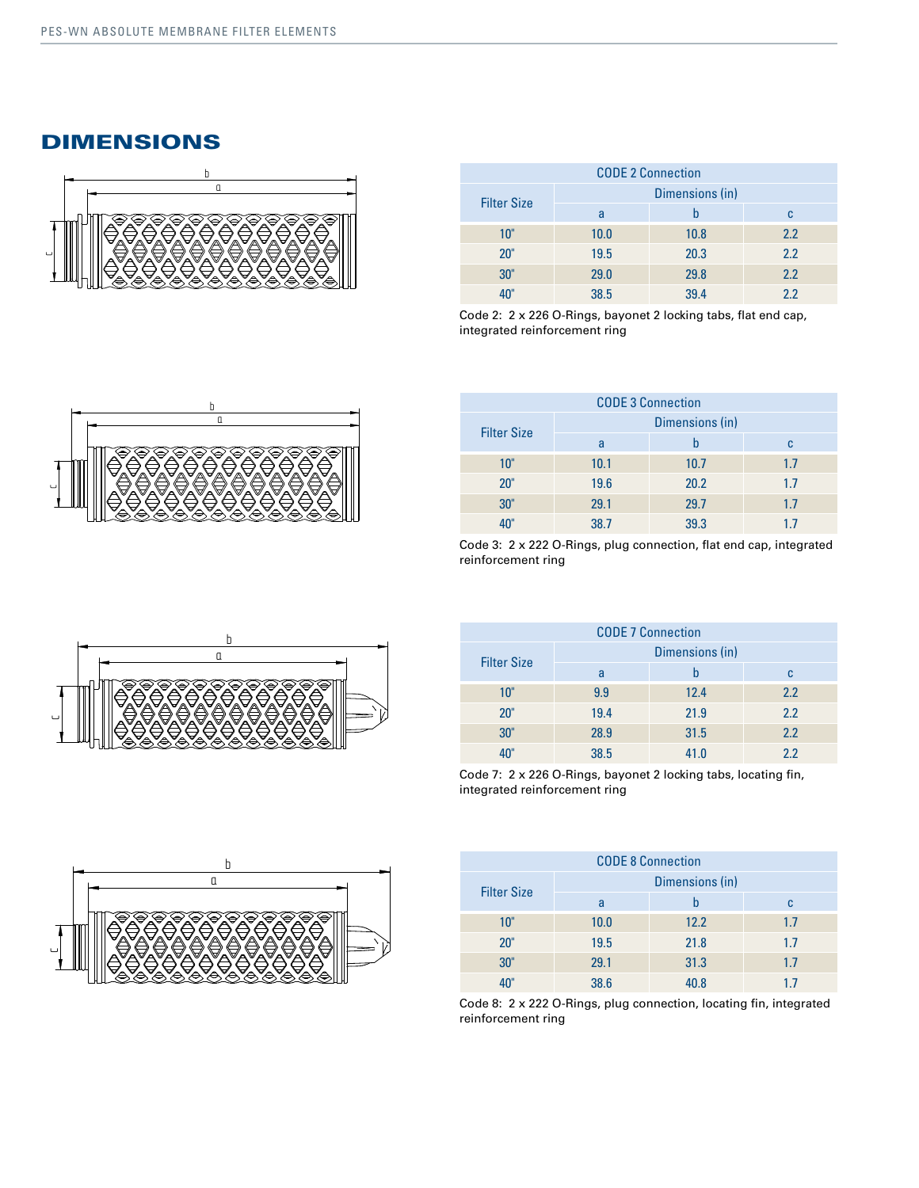## DIMENSIONS

| CODE 2 Connection | | | |
|---|---|---|---|
| Filter Size | Dimensions (in) | | |
| | a | b | c |
| 10" | 10.0 | 10.8 | 2.2 |
| 20" | 19.5 | 20.3 | 2.2 |
| 30" | 29.0 | 29.8 | 2.2 |
| 40" | 38.5 | 39.4 | 2.2 |

Code 2: 2 x 226 O-Rings, bayonet 2 locking tabs, flat end cap, integrated reinforcement ring

| CODE 3 Connection | | | |
|---|---|---|---|
| Filter Size | Dimensions (in) | | |
| | a | b | c |
| 10" | 10.1 | 10.7 | 1.7 |
| 20" | 19.6 | 20.2 | 1.7 |
| 30" | 29.1 | 29.7 | 1.7 |
| 40" | 38.7 | 39.3 | 1.7 |

Code 3: 2 x 222 O-Rings, plug connection, flat end cap, integrated reinforcement ring

| CODE 7 Connection | | | |
|---|---|---|---|
| Filter Size | Dimensions (in) | | |
| | a | b | c |
| 10" | 9.9 | 12.4 | 2.2 |
| 20" | 19.4 | 21.9 | 2.2 |
| 30" | 28.9 | 31.5 | 2.2 |
| 40" | 38.5 | 41.0 | 2.2 |

Code 7: 2 x 226 O-Rings, bayonet 2 locking tabs, locating fin, integrated reinforcement ring

| CODE 8 Connection | | | |
|---|---|---|---|
| Filter Size | Dimensions (in) | | |
| | a | b | c |
| 10" | 10.0 | 12.2 | 1.7 |
| 20" | 19.5 | 21.8 | 1.7 |
| 30" | 29.1 | 31.3 | 1.7 |
| 40" | 38.6 | 40.8 | 1.7 |

Code 8: 2 x 222 O-Rings, plug connection, locating fin, integrated reinforcement ring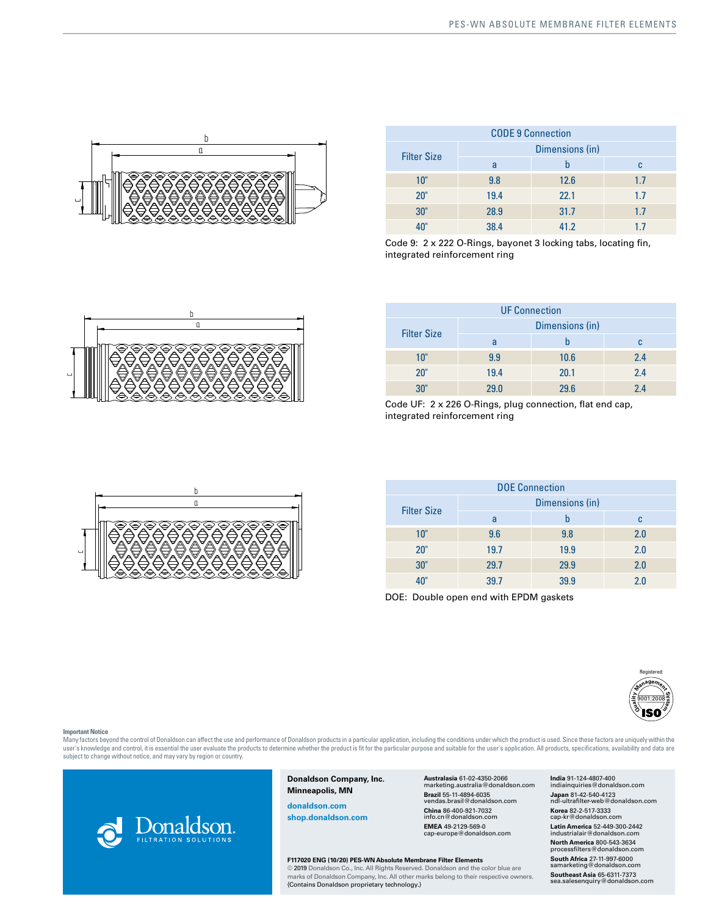| CODE 9 Connection | | | |
|---|---|---|---|
| Filter Size | Dimensions (in) | | |
| | a | b | c |
| 10" | 9.8 | 12.6 | 1.7 |
| 20" | 19.4 | 22.1 | 1.7 |
| 30" | 28.9 | 31.7 | 1.7 |
| 40" | 38.4 | 41.2 | 1.7 |

Code 9: 2 x 222 O-Rings, bayonet 3 locking tabs, locating fin, integrated reinforcement ring

| UF Connection | | | |
|---|---|---|---|
| Filter Size | Dimensions (in) | | |
| | a | b | c |
| 10" | 9.9 | 10.6 | 2.4 |
| 20" | 19.4 | 20.1 | 2.4 |
| 30" | 29.0 | 29.6 | 2.4 |

Code UF: 2 x 226 O-Rings, plug connection, flat end cap, integrated reinforcement ring

| DOE Connection | | | |
|---|---|---|---|
| Filter Size | Dimensions (in) | | |
| | a | b | c |
| 10" | 9.6 | 9.8 | 2.0 |
| 20" | 19.7 | 19.9 | 2.0 |
| 30" | 29.7 | 29.9 | 2.0 |
| 40" | 39.7 | 39.9 | 2.0 |

DOE: Double open end with EPDM gaskets

Registered: Quality Management System 9001:2008 ISO

**Important Notice**
Many factors beyond the control of Donaldson can affect the use and performance of Donaldson products in a particular application, including the conditions under which the product is used. Since these factors are uniquely within the user's knowledge and control, it is essential the user evaluate the products to determine whether the product is fit for the particular purpose and suitable for the user's application. All products, specifications, availability and data are subject to change without notice, and may vary by region or country.

Donaldson. FILTRATION SOLUTIONS

**Donaldson Company, Inc.**
**Minneapolis, MN**

**donaldson.com**
**shop.donaldson.com**

**Australasia** 61-02-4350-2066
marketing.australia@donaldson.com
**Brazil** 55-11-4894-6035
vendas.brasil@donaldson.com
**China** 86-400-921-7032
info.cn@donaldson.com
**EMEA** 49-2129-569-0
cap-europe@donaldson.com

**India** 91-124-4807-400
indiainquiries@donaldson.com
**Japan** 81-42-540-4123
ndl-ultrafilter-web@donaldson.com
**Korea** 82-2-517-3333
cap-kr@donaldson.com
**Latin America** 52-449-300-2442
industrialair@donaldson.com
**North America** 800-543-3634
processfilters@donaldson.com
**South Africa** 27-11-997-6000
samarketing@donaldson.com
**Southeast Asia** 65-6311-7373
sea.salesenquiry@donaldson.com

**F117020 ENG (10/20) PES-WN Absolute Membrane Filter Elements**
© 2019 Donaldson Co., Inc. All Rights Reserved. Donaldson and the color blue are marks of Donaldson Company, Inc. All other marks belong to their respective owners. {Contains Donaldson proprietary technology.}